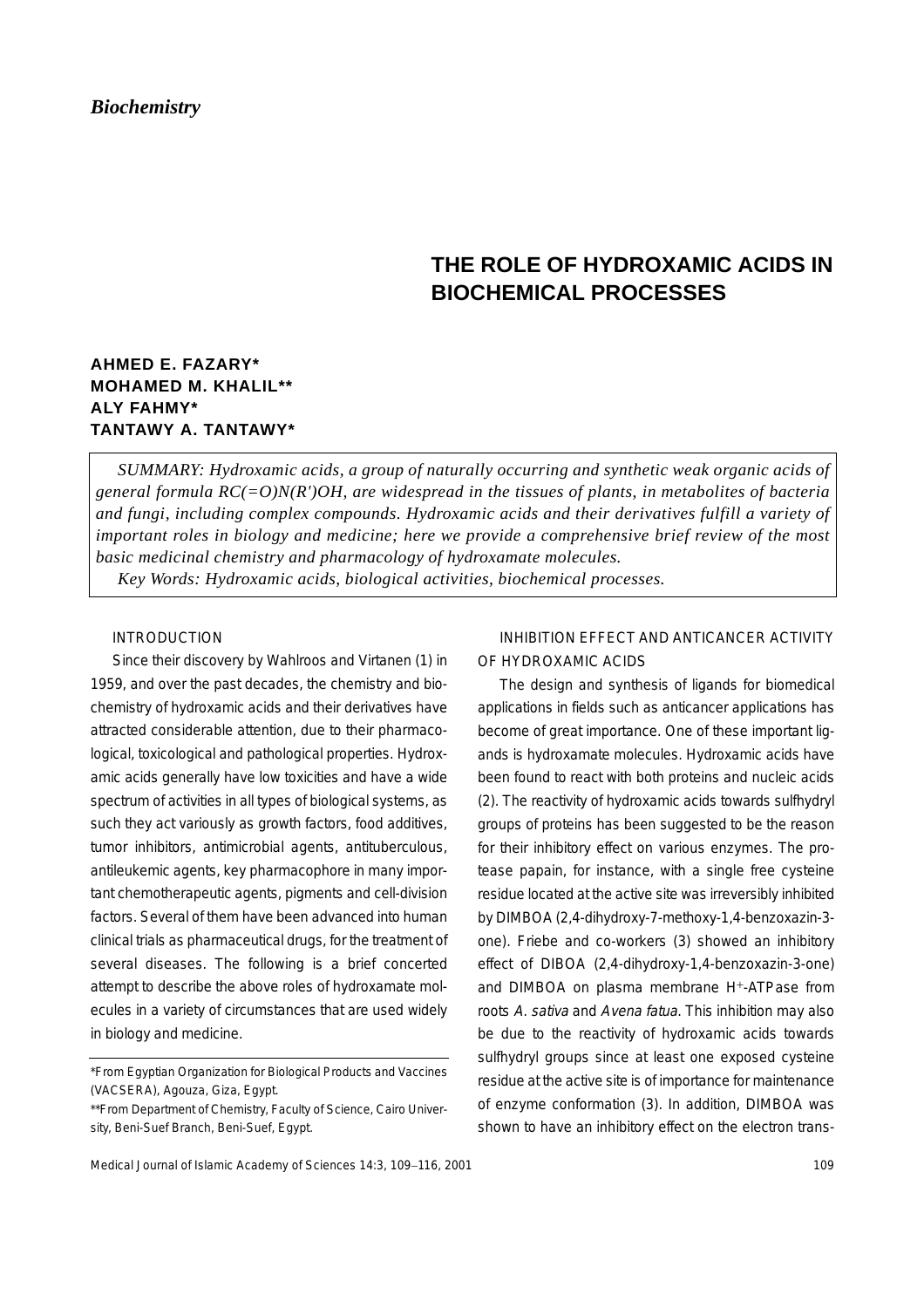*Biochemistry*

# THE ROLE OF HYDROXAMIC ACIDS IN BIOCHEMICAL PROCESSES

**AHMED E. FAZARY\***
**MOHAMED M. KHALIL\*\***
**ALY FAHMY\***
**TANTAWY A. TANTAWY\***

*SUMMARY: Hydroxamic acids, a group of naturally occurring and synthetic weak organic acids of general formula RC(=O)N(R')OH, are widespread in the tissues of plants, in metabolites of bacteria and fungi, including complex compounds. Hydroxamic acids and their derivatives fulfill a variety of important roles in biology and medicine; here we provide a comprehensive brief review of the most basic medicinal chemistry and pharmacology of hydroxamate molecules.*

*Key Words: Hydroxamic acids, biological activities, biochemical processes.*

## INTRODUCTION

Since their discovery by Wahlroos and Virtanen (1) in 1959, and over the past decades, the chemistry and biochemistry of hydroxamic acids and their derivatives have attracted considerable attention, due to their pharmacological, toxicological and pathological properties. Hydroxamic acids generally have low toxicities and have a wide spectrum of activities in all types of biological systems, as such they act variously as growth factors, food additives, tumor inhibitors, antimicrobial agents, antituberculous, antileukemic agents, key pharmacophore in many important chemotherapeutic agents, pigments and cell-division factors. Several of them have been advanced into human clinical trials as pharmaceutical drugs, for the treatment of several diseases. The following is a brief concerted attempt to describe the above roles of hydroxamate molecules in a variety of circumstances that are used widely in biology and medicine.

\*From Egyptian Organization for Biological Products and Vaccines (VACSERA), Agouza, Giza, Egypt.

\*\*From Department of Chemistry, Faculty of Science, Cairo University, Beni-Suef Branch, Beni-Suef, Egypt.

## INHIBITION EFFECT AND ANTICANCER ACTIVITY OF HYDROXAMIC ACIDS

The design and synthesis of ligands for biomedical applications in fields such as anticancer applications has become of great importance. One of these important ligands is hydroxamate molecules. Hydroxamic acids have been found to react with both proteins and nucleic acids (2). The reactivity of hydroxamic acids towards sulfhydryl groups of proteins has been suggested to be the reason for their inhibitory effect on various enzymes. The protease papain, for instance, with a single free cysteine residue located at the active site was irreversibly inhibited by DIMBOA (2,4-dihydroxy-7-methoxy-1,4-benzoxazin-3-one). Friebe and co-workers (3) showed an inhibitory effect of DIBOA (2,4-dihydroxy-1,4-benzoxazin-3-one) and DIMBOA on plasma membrane $H^{+}$-ATPase from roots *A. sativa* and *Avena fatua*. This inhibition may also be due to the reactivity of hydroxamic acids towards sulfhydryl groups since at least one exposed cysteine residue at the active site is of importance for maintenance of enzyme conformation (3). In addition, DIMBOA was shown to have an inhibitory effect on the electron trans-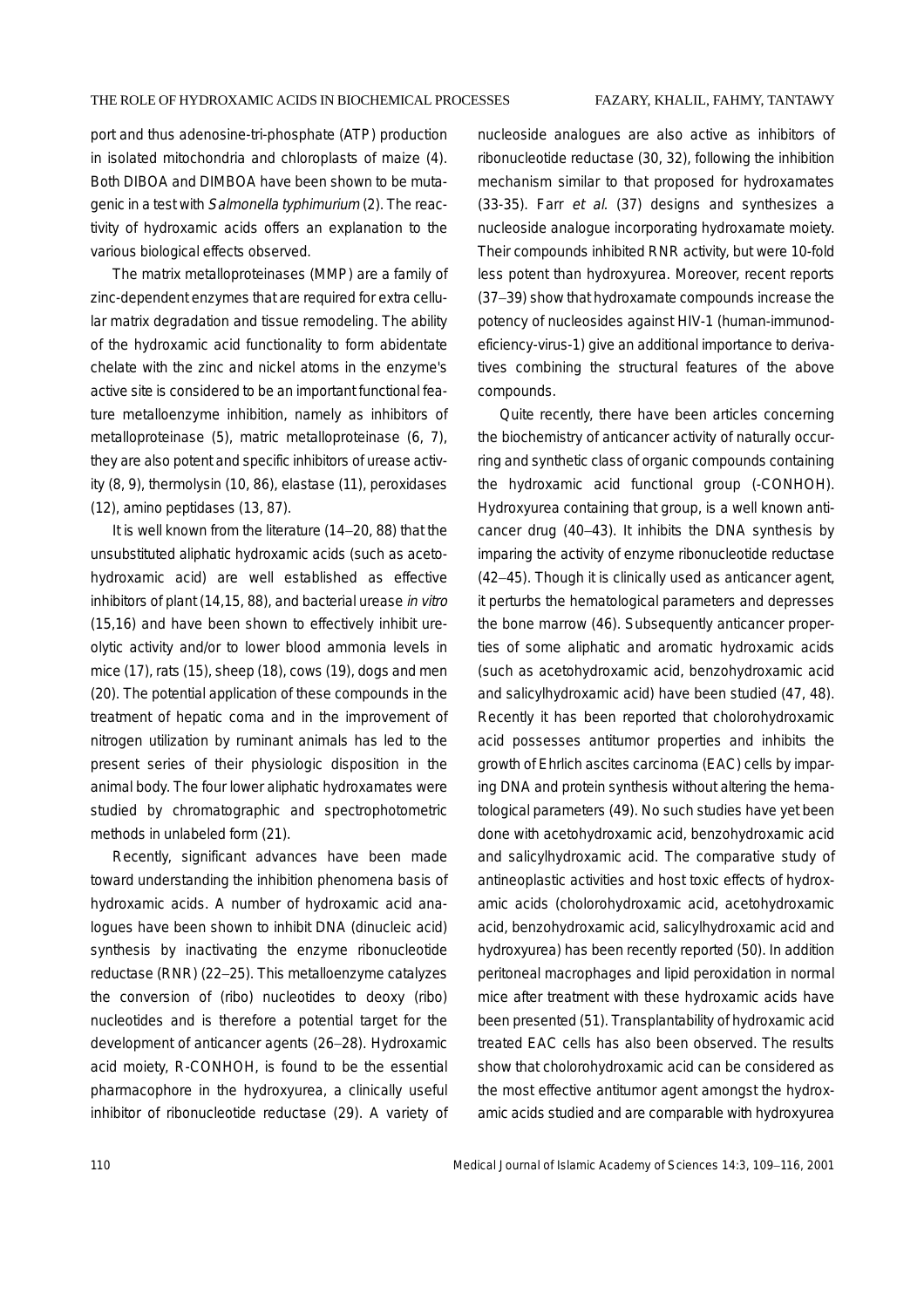port and thus adenosine-tri-phosphate (ATP) production in isolated mitochondria and chloroplasts of maize (4). Both DIBOA and DIMBOA have been shown to be mutagenic in a test with *Salmonella typhimurium* (2). The reactivity of hydroxamic acids offers an explanation to the various biological effects observed.

The matrix metalloproteinases (MMP) are a family of zinc-dependent enzymes that are required for extra cellular matrix degradation and tissue remodeling. The ability of the hydroxamic acid functionality to form abidentate chelate with the zinc and nickel atoms in the enzyme's active site is considered to be an important functional feature metalloenzyme inhibition, namely as inhibitors of metalloproteinase (5), matric metalloproteinase (6, 7), they are also potent and specific inhibitors of urease activity (8, 9), thermolysin (10, 86), elastase (11), peroxidases (12), amino peptidases (13, 87).

It is well known from the literature (14–20, 88) that the unsubstituted aliphatic hydroxamic acids (such as acetohydroxamic acid) are well established as effective inhibitors of plant (14,15, 88), and bacterial urease *in vitro* (15,16) and have been shown to effectively inhibit ureolytic activity and/or to lower blood ammonia levels in mice (17), rats (15), sheep (18), cows (19), dogs and men (20). The potential application of these compounds in the treatment of hepatic coma and in the improvement of nitrogen utilization by ruminant animals has led to the present series of their physiologic disposition in the animal body. The four lower aliphatic hydroxamates were studied by chromatographic and spectrophotometric methods in unlabeled form (21).

Recently, significant advances have been made toward understanding the inhibition phenomena basis of hydroxamic acids. A number of hydroxamic acid analogues have been shown to inhibit DNA (dinucleic acid) synthesis by inactivating the enzyme ribonucleotide reductase (RNR) (22–25). This metalloenzyme catalyzes the conversion of (ribo) nucleotides to deoxy (ribo) nucleotides and is therefore a potential target for the development of anticancer agents (26–28). Hydroxamic acid moiety, R-CONHOH, is found to be the essential pharmacophore in the hydroxyurea, a clinically useful inhibitor of ribonucleotide reductase (29). A variety of nucleoside analogues are also active as inhibitors of ribonucleotide reductase (30, 32), following the inhibition mechanism similar to that proposed for hydroxamates (33-35). Farr *et al.* (37) designs and synthesizes a nucleoside analogue incorporating hydroxamate moiety. Their compounds inhibited RNR activity, but were 10-fold less potent than hydroxyurea. Moreover, recent reports (37–39) show that hydroxamate compounds increase the potency of nucleosides against HIV-1 (human-immunodeficiency-virus-1) give an additional importance to derivatives combining the structural features of the above compounds.

Quite recently, there have been articles concerning the biochemistry of anticancer activity of naturally occurring and synthetic class of organic compounds containing the hydroxamic acid functional group (-CONHOH). Hydroxyurea containing that group, is a well known anticancer drug (40–43). It inhibits the DNA synthesis by imparing the activity of enzyme ribonucleotide reductase (42–45). Though it is clinically used as anticancer agent, it perturbs the hematological parameters and depresses the bone marrow (46). Subsequently anticancer properties of some aliphatic and aromatic hydroxamic acids (such as acetohydroxamic acid, benzohydroxamic acid and salicylhydroxamic acid) have been studied (47, 48). Recently it has been reported that cholorohydroxamic acid possesses antitumor properties and inhibits the growth of Ehrlich ascites carcinoma (EAC) cells by imparing DNA and protein synthesis without altering the hematological parameters (49). No such studies have yet been done with acetohydroxamic acid, benzohydroxamic acid and salicylhydroxamic acid. The comparative study of antineoplastic activities and host toxic effects of hydroxamic acids (cholorohydroxamic acid, acetohydroxamic acid, benzohydroxamic acid, salicylhydroxamic acid and hydroxyurea) has been recently reported (50). In addition peritoneal macrophages and lipid peroxidation in normal mice after treatment with these hydroxamic acids have been presented (51). Transplantability of hydroxamic acid treated EAC cells has also been observed. The results show that cholorohydroxamic acid can be considered as the most effective antitumor agent amongst the hydroxamic acids studied and are comparable with hydroxyurea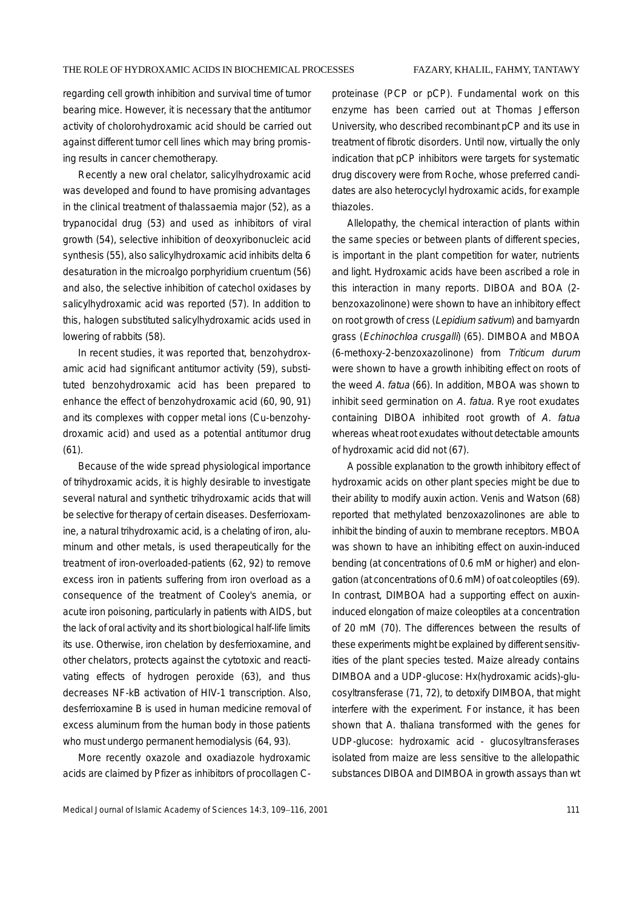regarding cell growth inhibition and survival time of tumor bearing mice. However, it is necessary that the antitumor activity of cholorohydroxamic acid should be carried out against different tumor cell lines which may bring promising results in cancer chemotherapy.

Recently a new oral chelator, salicylhydroxamic acid was developed and found to have promising advantages in the clinical treatment of thalassaemia major (52), as a trypanocidal drug (53) and used as inhibitors of viral growth (54), selective inhibition of deoxyribonucleic acid synthesis (55), also salicylhydroxamic acid inhibits delta 6 desaturation in the microalgo porphyridium cruentum (56) and also, the selective inhibition of catechol oxidases by salicylhydroxamic acid was reported (57). In addition to this, halogen substituted salicylhydroxamic acids used in lowering of rabbits (58).

In recent studies, it was reported that, benzohydroxamic acid had significant antitumor activity (59), substituted benzohydroxamic acid has been prepared to enhance the effect of benzohydroxamic acid (60, 90, 91) and its complexes with copper metal ions (Cu-benzohydroxamic acid) and used as a potential antitumor drug (61).

Because of the wide spread physiological importance of trihydroxamic acids, it is highly desirable to investigate several natural and synthetic trihydroxamic acids that will be selective for therapy of certain diseases. Desferrioxamine, a natural trihydroxamic acid, is a chelating of iron, aluminum and other metals, is used therapeutically for the treatment of iron-overloaded-patients (62, 92) to remove excess iron in patients suffering from iron overload as a consequence of the treatment of Cooley's anemia, or acute iron poisoning, particularly in patients with AIDS, but the lack of oral activity and its short biological half-life limits its use. Otherwise, iron chelation by desferrioxamine, and other chelators, protects against the cytotoxic and reactivating effects of hydrogen peroxide (63), and thus decreases NF-kB activation of HIV-1 transcription. Also, desferrioxamine B is used in human medicine removal of excess aluminum from the human body in those patients who must undergo permanent hemodialysis (64, 93).

More recently oxazole and oxadiazole hydroxamic acids are claimed by Pfizer as inhibitors of procollagen C-proteinase (PCP or pCP). Fundamental work on this enzyme has been carried out at Thomas Jefferson University, who described recombinant pCP and its use in treatment of fibrotic disorders. Until now, virtually the only indication that pCP inhibitors were targets for systematic drug discovery were from Roche, whose preferred candidates are also heterocyclyl hydroxamic acids, for example thiazoles.

Allelopathy, the chemical interaction of plants within the same species or between plants of different species, is important in the plant competition for water, nutrients and light. Hydroxamic acids have been ascribed a role in this interaction in many reports. DIBOA and BOA (2-benzoxazolinone) were shown to have an inhibitory effect on root growth of cress (*Lepidium sativum*) and barnyardn grass (*Echinochloa crusgalli*) (65). DIMBOA and MBOA (6-methoxy-2-benzoxazolinone) from *Triticum durum* were shown to have a growth inhibiting effect on roots of the weed *A. fatua* (66). In addition, MBOA was shown to inhibit seed germination on *A. fatua*. Rye root exudates containing DIBOA inhibited root growth of *A. fatua* whereas wheat root exudates without detectable amounts of hydroxamic acid did not (67).

A possible explanation to the growth inhibitory effect of hydroxamic acids on other plant species might be due to their ability to modify auxin action. Venis and Watson (68) reported that methylated benzoxazolinones are able to inhibit the binding of auxin to membrane receptors. MBOA was shown to have an inhibiting effect on auxin-induced bending (at concentrations of 0.6 mM or higher) and elongation (at concentrations of 0.6 mM) of oat coleoptiles (69). In contrast, DIMBOA had a supporting effect on auxin-induced elongation of maize coleoptiles at a concentration of 20 mM (70). The differences between the results of these experiments might be explained by different sensitivities of the plant species tested. Maize already contains DIMBOA and a UDP-glucose: Hx(hydroxamic acids)-glucosyltransferase (71, 72), to detoxify DIMBOA, that might interfere with the experiment. For instance, it has been shown that A. thaliana transformed with the genes for UDP-glucose: hydroxamic acid - glucosyltransferases isolated from maize are less sensitive to the allelopathic substances DIBOA and DIMBOA in growth assays than wt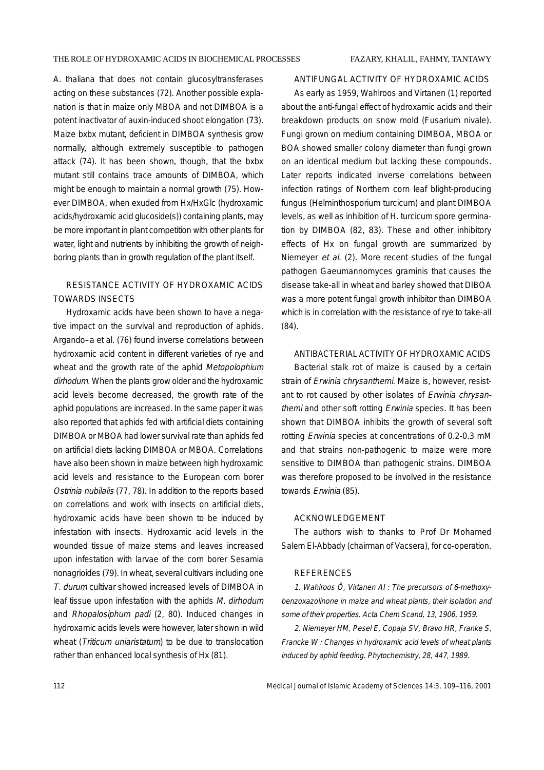A. thaliana that does not contain glucosyltransferases acting on these substances (72). Another possible explanation is that in maize only MBOA and not DIMBOA is a potent inactivator of auxin-induced shoot elongation (73). Maize bxbx mutant, deficient in DIMBOA synthesis grow normally, although extremely susceptible to pathogen attack (74). It has been shown, though, that the bxbx mutant still contains trace amounts of DIMBOA, which might be enough to maintain a normal growth (75). However DIMBOA, when exuded from Hx/HxGlc (hydroxamic acids/hydroxamic acid glucoside(s)) containing plants, may be more important in plant competition with other plants for water, light and nutrients by inhibiting the growth of neighboring plants than in growth regulation of the plant itself.

## RESISTANCE ACTIVITY OF HYDROXAMIC ACIDS TOWARDS INSECTS

Hydroxamic acids have been shown to have a negative impact on the survival and reproduction of aphids. Argando–a et al. (76) found inverse correlations between hydroxamic acid content in different varieties of rye and wheat and the growth rate of the aphid *Metopolophium dirhodum*. When the plants grow older and the hydroxamic acid levels become decreased, the growth rate of the aphid populations are increased. In the same paper it was also reported that aphids fed with artificial diets containing DIMBOA or MBOA had lower survival rate than aphids fed on artificial diets lacking DIMBOA or MBOA. Correlations have also been shown in maize between high hydroxamic acid levels and resistance to the European corn borer *Ostrinia nubilalis* (77, 78). In addition to the reports based on correlations and work with insects on artificial diets, hydroxamic acids have been shown to be induced by infestation with insects. Hydroxamic acid levels in the wounded tissue of maize stems and leaves increased upon infestation with larvae of the corn borer Sesamia nonagrioides (79). In wheat, several cultivars including one *T. durum* cultivar showed increased levels of DIMBOA in leaf tissue upon infestation with the aphids *M. dirhodum* and *Rhopalosiphum padi* (2, 80). Induced changes in hydroxamic acids levels were however, later shown in wild wheat (*Triticum uniaristatum*) to be due to translocation rather than enhanced local synthesis of Hx (81).

## ANTIFUNGAL ACTIVITY OF HYDROXAMIC ACIDS

As early as 1959, Wahlroos and Virtanen (1) reported about the anti-fungal effect of hydroxamic acids and their breakdown products on snow mold (Fusarium nivale). Fungi grown on medium containing DIMBOA, MBOA or BOA showed smaller colony diameter than fungi grown on an identical medium but lacking these compounds. Later reports indicated inverse correlations between infection ratings of Northern corn leaf blight-producing fungus (Helminthosporium turcicum) and plant DIMBOA levels, as well as inhibition of H. turcicum spore germination by DIMBOA (82, 83). These and other inhibitory effects of Hx on fungal growth are summarized by Niemeyer *et al.* (2). More recent studies of the fungal pathogen Gaeumannomyces graminis that causes the disease take-all in wheat and barley showed that DIBOA was a more potent fungal growth inhibitor than DIMBOA which is in correlation with the resistance of rye to take-all (84).

## ANTIBACTERIAL ACTIVITY OF HYDROXAMIC ACIDS

Bacterial stalk rot of maize is caused by a certain strain of *Erwinia chrysanthemi*. Maize is, however, resistant to rot caused by other isolates of *Erwinia chrysanthemi* and other soft rotting *Erwinia* species. It has been shown that DIMBOA inhibits the growth of several soft rotting *Erwinia* species at concentrations of 0.2-0.3 mM and that strains non-pathogenic to maize were more sensitive to DIMBOA than pathogenic strains. DIMBOA was therefore proposed to be involved in the resistance towards *Erwinia* (85).

## ACKNOWLEDGEMENT

The authors wish to thanks to Prof Dr Mohamed Salem El-Abbady (chairman of Vacsera), for co-operation.

## REFERENCES

*1. Wahlroos Ö, Virtanen AI : The precursors of 6-methoxybenzoxazolinone in maize and wheat plants, their isolation and some of their properties. Acta Chem Scand, 13, 1906, 1959.*

*2. Niemeyer HM, Pesel E, Copaja SV, Bravo HR, Franke S, Francke W : Changes in hydroxamic acid levels of wheat plants induced by aphid feeding. Phytochemistry, 28, 447, 1989.*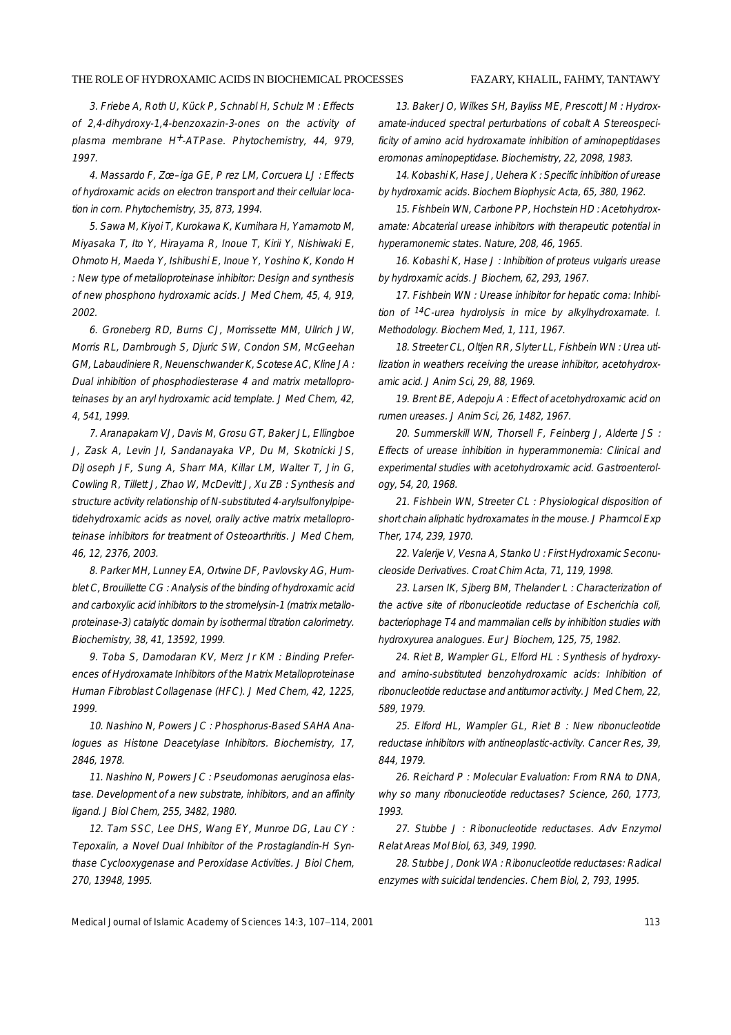3. Friebe A, Roth U, Kück P, Schnabl H, Schulz M : Effects of 2,4-dihydroxy-1,4-benzoxazin-3-ones on the activity of plasma membrane $H^{+}$-ATPase. Phytochemistry, 44, 979, 1997.

4. Massardo F, Zœ–iga GE, P rez LM, Corcuera LJ : Effects of hydroxamic acids on electron transport and their cellular location in corn. Phytochemistry, 35, 873, 1994.

5. Sawa M, Kiyoi T, Kurokawa K, Kumihara H, Yamamoto M, Miyasaka T, Ito Y, Hirayama R, Inoue T, Kirii Y, Nishiwaki E, Ohmoto H, Maeda Y, Ishibushi E, Inoue Y, Yoshino K, Kondo H : New type of metalloproteinase inhibitor: Design and synthesis of new phosphono hydroxamic acids. J Med Chem, 45, 4, 919, 2002.

6. Groneberg RD, Burns CJ, Morrissette MM, Ullrich JW, Morris RL, Darnbrough S, Djuric SW, Condon SM, McGeehan GM, Labaudiniere R, Neuenschwander K, Scotese AC, Kline JA : Dual inhibition of phosphodiesterase 4 and matrix metalloproteinases by an aryl hydroxamic acid template. J Med Chem, 42, 4, 541, 1999.

7. Aranapakam VJ, Davis M, Grosu GT, Baker JL, Ellingboe J, Zask A, Levin JI, Sandanayaka VP, Du M, Skotnicki JS, DiJoseph JF, Sung A, Sharr MA, Killar LM, Walter T, Jin G, Cowling R, Tillett J, Zhao W, McDevitt J, Xu ZB : Synthesis and structure activity relationship of N-substituted 4-arylsulfonylpipetidehydroxamic acids as novel, orally active matrix metalloproteinase inhibitors for treatment of Osteoarthritis. J Med Chem, 46, 12, 2376, 2003.

8. Parker MH, Lunney EA, Ortwine DF, Pavlovsky AG, Humblet C, Brouillette CG : Analysis of the binding of hydroxamic acid and carboxylic acid inhibitors to the stromelysin-1 (matrix metalloproteinase-3) catalytic domain by isothermal titration calorimetry. Biochemistry, 38, 41, 13592, 1999.

9. Toba S, Damodaran KV, Merz Jr KM : Binding Preferences of Hydroxamate Inhibitors of the Matrix Metalloproteinase Human Fibroblast Collagenase (HFC). J Med Chem, 42, 1225, 1999.

10. Nashino N, Powers JC : Phosphorus-Based SAHA Analogues as Histone Deacetylase Inhibitors. Biochemistry, 17, 2846, 1978.

11. Nashino N, Powers JC : Pseudomonas aeruginosa elastase. Development of a new substrate, inhibitors, and an affinity ligand. J Biol Chem, 255, 3482, 1980.

12. Tam SSC, Lee DHS, Wang EY, Munroe DG, Lau CY : Tepoxalin, a Novel Dual Inhibitor of the Prostaglandin-H Synthase Cyclooxygenase and Peroxidase Activities. J Biol Chem, 270, 13948, 1995.

13. Baker JO, Wilkes SH, Bayliss ME, Prescott JM : Hydroxamate-induced spectral perturbations of cobalt A Stereospecificity of amino acid hydroxamate inhibition of aminopeptidases eromonas aminopeptidase. Biochemistry, 22, 2098, 1983.

14. Kobashi K, Hase J, Uehera K : Specific inhibition of urease by hydroxamic acids. Biochem Biophysic Acta, 65, 380, 1962.

15. Fishbein WN, Carbone PP, Hochstein HD : Acetohydroxamate: Abcaterial urease inhibitors with therapeutic potential in hyperamonemic states. Nature, 208, 46, 1965.

16. Kobashi K, Hase J : Inhibition of proteus vulgaris urease by hydroxamic acids. J Biochem, 62, 293, 1967.

17. Fishbein WN : Urease inhibitor for hepatic coma: Inhibition of $^{14}$C-urea hydrolysis in mice by alkylhydroxamate. I. Methodology. Biochem Med, 1, 111, 1967.

18. Streeter CL, Oltjen RR, Slyter LL, Fishbein WN : Urea utilization in weathers receiving the urease inhibitor, acetohydroxamic acid. J Anim Sci, 29, 88, 1969.

19. Brent BE, Adepoju A : Effect of acetohydroxamic acid on rumen ureases. J Anim Sci, 26, 1482, 1967.

20. Summerskill WN, Thorsell F, Feinberg J, Alderte JS : Effects of urease inhibition in hyperammonemia: Clinical and experimental studies with acetohydroxamic acid. Gastroenterology, 54, 20, 1968.

21. Fishbein WN, Streeter CL : Physiological disposition of short chain aliphatic hydroxamates in the mouse. J Pharmcol Exp Ther, 174, 239, 1970.

22. Valerije V, Vesna A, Stanko U : First Hydroxamic Seconucleoside Derivatives. Croat Chim Acta, 71, 119, 1998.

23. Larsen IK, Sjberg BM, Thelander L : Characterization of the active site of ribonucleotide reductase of Escherichia coli, bacteriophage T4 and mammalian cells by inhibition studies with hydroxyurea analogues. Eur J Biochem, 125, 75, 1982.

24. Riet B, Wampler GL, Elford HL : Synthesis of hydroxy- and amino-substituted benzohydroxamic acids: Inhibition of ribonucleotide reductase and antitumor activity. J Med Chem, 22, 589, 1979.

25. Elford HL, Wampler GL, Riet B : New ribonucleotide reductase inhibitors with antineoplastic-activity. Cancer Res, 39, 844, 1979.

26. Reichard P : Molecular Evaluation: From RNA to DNA, why so many ribonucleotide reductases? Science, 260, 1773, 1993.

27. Stubbe J : Ribonucleotide reductases. Adv Enzymol Relat Areas Mol Biol, 63, 349, 1990.

28. Stubbe J, Donk WA : Ribonucleotide reductases: Radical enzymes with suicidal tendencies. Chem Biol, 2, 793, 1995.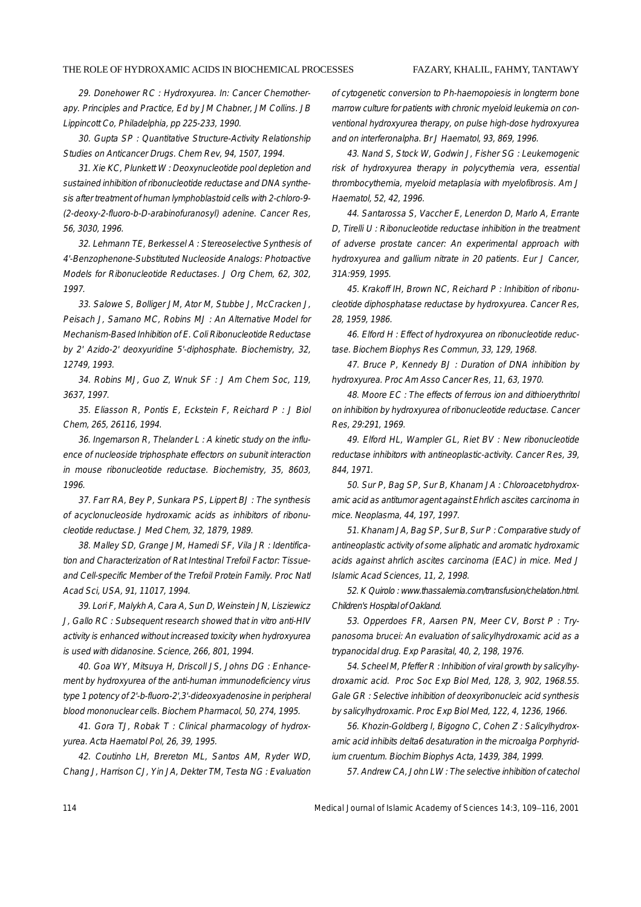29. Donehower RC : Hydroxyurea. In: Cancer Chemotherapy. Principles and Practice, Ed by JM Chabner, JM Collins. JB Lippincott Co, Philadelphia, pp 225-233, 1990.

30. Gupta SP : Quantitative Structure-Activity Relationship Studies on Anticancer Drugs. Chem Rev, 94, 1507, 1994.

31. Xie KC, Plunkett W : Deoxynucleotide pool depletion and sustained inhibition of ribonucleotide reductase and DNA synthesis after treatment of human lymphoblastoid cells with 2-chloro-9-(2-deoxy-2-fluoro-b-D-arabinofuranosyl) adenine. Cancer Res, 56, 3030, 1996.

32. Lehmann TE, Berkessel A : Stereoselective Synthesis of 4'-Benzophenone-Substituted Nucleoside Analogs: Photoactive Models for Ribonucleotide Reductases. J Org Chem, 62, 302, 1997.

33. Salowe S, Bolliger JM, Ator M, Stubbe J, McCracken J, Peisach J, Samano MC, Robins MJ : An Alternative Model for Mechanism-Based Inhibition of E. Coli Ribonucleotide Reductase by 2' Azido-2' deoxyuridine 5'-diphosphate. Biochemistry, 32, 12749, 1993.

34. Robins MJ, Guo Z, Wnuk SF : J Am Chem Soc, 119, 3637, 1997.

35. Eliasson R, Pontis E, Eckstein F, Reichard P : J Biol Chem, 265, 26116, 1994.

36. Ingemarson R, Thelander L : A kinetic study on the influence of nucleoside triphosphate effectors on subunit interaction in mouse ribonucleotide reductase. Biochemistry, 35, 8603, 1996.

37. Farr RA, Bey P, Sunkara PS, Lippert BJ : The synthesis of acyclonucleoside hydroxamic acids as inhibitors of ribonucleotide reductase. J Med Chem, 32, 1879, 1989.

38. Malley SD, Grange JM, Hamedi SF, Vila JR : Identification and Characterization of Rat Intestinal Trefoil Factor: Tissue- and Cell-specific Member of the Trefoil Protein Family. Proc Natl Acad Sci, USA, 91, 11017, 1994.

39. Lori F, Malykh A, Cara A, Sun D, Weinstein JN, Lisziewicz J, Gallo RC : Subsequent research showed that in vitro anti-HIV activity is enhanced without increased toxicity when hydroxyurea is used with didanosine. Science, 266, 801, 1994.

40. Goa WY, Mitsuya H, Driscoll JS, Johns DG : Enhancement by hydroxyurea of the anti-human immunodeficiency virus type 1 potency of 2'-b-fluoro-2',3'-dideoxyadenosine in peripheral blood mononuclear cells. Biochem Pharmacol, 50, 274, 1995.

41. Gora TJ, Robak T : Clinical pharmacology of hydroxyurea. Acta Haematol Pol, 26, 39, 1995.

42. Coutinho LH, Brereton ML, Santos AM, Ryder WD, Chang J, Harrison CJ, Yin JA, Dekter TM, Testa NG : Evaluation of cytogenetic conversion to Ph-haemopoiesis in longterm bone marrow culture for patients with chronic myeloid leukemia on conventional hydroxyurea therapy, on pulse high-dose hydroxyurea and on interferonalpha. Br J Haematol, 93, 869, 1996.

43. Nand S, Stock W, Godwin J, Fisher SG : Leukemogenic risk of hydroxyurea therapy in polycythemia vera, essential thrombocythemia, myeloid metaplasia with myelofibrosis. Am J Haematol, 52, 42, 1996.

44. Santarossa S, Vaccher E, Lenerdon D, Marlo A, Errante D, Tirelli U : Ribonucleotide reductase inhibition in the treatment of adverse prostate cancer: An experimental approach with hydroxyurea and gallium nitrate in 20 patients. Eur J Cancer, 31A:959, 1995.

45. Krakoff IH, Brown NC, Reichard P : Inhibition of ribonucleotide diphosphatase reductase by hydroxyurea. Cancer Res, 28, 1959, 1986.

46. Elford H : Effect of hydroxyurea on ribonucleotide reductase. Biochem Biophys Res Commun, 33, 129, 1968.

47. Bruce P, Kennedy BJ : Duration of DNA inhibition by hydroxyurea. Proc Am Asso Cancer Res, 11, 63, 1970.

48. Moore EC : The effects of ferrous ion and dithioerythritol on inhibition by hydroxyurea of ribonucleotide reductase. Cancer Res, 29:291, 1969.

49. Elford HL, Wampler GL, Riet BV : New ribonucleotide reductase inhibitors with antineoplastic-activity. Cancer Res, 39, 844, 1971.

50. Sur P, Bag SP, Sur B, Khanam JA : Chloroacetohydroxamic acid as antitumor agent against Ehrlich ascites carcinoma in mice. Neoplasma, 44, 197, 1997.

51. Khanam JA, Bag SP, Sur B, Sur P : Comparative study of antineoplastic activity of some aliphatic and aromatic hydroxamic acids against ahrlich ascites carcinoma (EAC) in mice. Med J Islamic Acad Sciences, 11, 2, 1998.

52. K Quirolo : www.thassalemia.com/transfusion/chelation.html. Children's Hospital of Oakland.

53. Opperdoes FR, Aarsen PN, Meer CV, Borst P : Trypanosoma brucei: An evaluation of salicylhydroxamic acid as a trypanocidal drug. Exp Parasital, 40, 2, 198, 1976.

54. Scheel M, Pfeffer R : Inhibition of viral growth by salicylhydroxamic acid. Proc Soc Exp Biol Med, 128, 3, 902, 1968.

55. Gale GR : Selective inhibition of deoxyribonucleic acid synthesis by salicylhydroxamic. Proc Exp Biol Med, 122, 4, 1236, 1966.

56. Khozin-Goldberg I, Bigogno C, Cohen Z : Salicylhydroxamic acid inhibits delta6 desaturation in the microalga Porphyridium cruentum. Biochim Biophys Acta, 1439, 384, 1999.

57. Andrew CA, John LW : The selective inhibition of catechol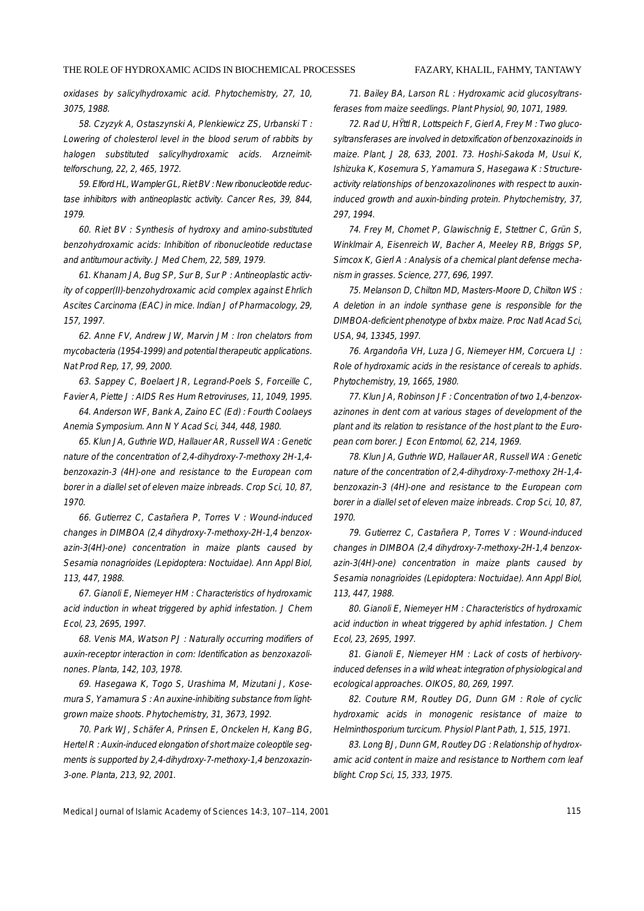oxidases by salicylhydroxamic acid. Phytochemistry, 27, 10, 3075, 1988.

58. Czyzyk A, Ostaszynski A, Plenkiewicz ZS, Urbanski T : Lowering of cholesterol level in the blood serum of rabbits by halogen substituted salicylhydroxamic acids. Arzneimittelforschung, 22, 2, 465, 1972.

59. Elford HL, Wampler GL, Riet BV : New ribonucleotide reductase inhibitors with antineoplastic activity. Cancer Res, 39, 844, 1979.

60. Riet BV : Synthesis of hydroxy and amino-substituted benzohydroxamic acids: Inhibition of ribonucleotide reductase and antitumour activity. J Med Chem, 22, 589, 1979.

61. Khanam JA, Bug SP, Sur B, Sur P : Antineoplastic activity of copper(II)-benzohydroxamic acid complex against Ehrlich Ascites Carcinoma (EAC) in mice. Indian J of Pharmacology, 29, 157, 1997.

62. Anne FV, Andrew JW, Marvin JM : Iron chelators from mycobacteria (1954-1999) and potential therapeutic applications. Nat Prod Rep, 17, 99, 2000.

63. Sappey C, Boelaert JR, Legrand-Poels S, Forceille C, Favier A, Piette J : AIDS Res Hum Retroviruses, 11, 1049, 1995.

64. Anderson WF, Bank A, Zaino EC (Ed) : Fourth Coolaeys Anemia Symposium. Ann N Y Acad Sci, 344, 448, 1980.

65. Klun JA, Guthrie WD, Hallauer AR, Russell WA : Genetic nature of the concentration of 2,4-dihydroxy-7-methoxy 2H-1,4-benzoxazin-3 (4H)-one and resistance to the European corn borer in a diallel set of eleven maize inbreads. Crop Sci, 10, 87, 1970.

66. Gutierrez C, Castañera P, Torres V : Wound-induced changes in DIMBOA (2,4 dihydroxy-7-methoxy-2H-1,4 benzoxazin-3(4H)-one) concentration in maize plants caused by Sesamia nonagrioides (Lepidoptera: Noctuidae). Ann Appl Biol, 113, 447, 1988.

67. Gianoli E, Niemeyer HM : Characteristics of hydroxamic acid induction in wheat triggered by aphid infestation. J Chem Ecol, 23, 2695, 1997.

68. Venis MA, Watson PJ : Naturally occurring modifiers of auxin-receptor interaction in corn: Identification as benzoxazolinones. Planta, 142, 103, 1978.

69. Hasegawa K, Togo S, Urashima M, Mizutani J, Kosemura S, Yamamura S : An auxine-inhibiting substance from light-grown maize shoots. Phytochemistry, 31, 3673, 1992.

70. Park WJ, Schäfer A, Prinsen E, Onckelen H, Kang BG, Hertel R : Auxin-induced elongation of short maize coleoptile segments is supported by 2,4-dihydroxy-7-methoxy-1,4 benzoxazin-3-one. Planta, 213, 92, 2001.

71. Bailey BA, Larson RL : Hydroxamic acid glucosyltransferases from maize seedlings. Plant Physiol, 90, 1071, 1989.

72. Rad U, HŸttl R, Lottspeich F, Gierl A, Frey M : Two glucosyltransferases are involved in detoxification of benzoxazinoids in maize. Plant, J 28, 633, 2001.

73. Hoshi-Sakoda M, Usui K, Ishizuka K, Kosemura S, Yamamura S, Hasegawa K : Structure-activity relationships of benzoxazolinones with respect to auxin-induced growth and auxin-binding protein. Phytochemistry, 37, 297, 1994.

74. Frey M, Chomet P, Glawischnig E, Stettner C, Grün S, Winklmair A, Eisenreich W, Bacher A, Meeley RB, Briggs SP, Simcox K, Gierl A : Analysis of a chemical plant defense mechanism in grasses. Science, 277, 696, 1997.

75. Melanson D, Chilton MD, Masters-Moore D, Chilton WS : A deletion in an indole synthase gene is responsible for the DIMBOA-deficient phenotype of bxbx maize. Proc Natl Acad Sci, USA, 94, 13345, 1997.

76. Argandoña VH, Luza JG, Niemeyer HM, Corcuera LJ : Role of hydroxamic acids in the resistance of cereals to aphids. Phytochemistry, 19, 1665, 1980.

77. Klun JA, Robinson JF : Concentration of two 1,4-benzoxazinones in dent corn at various stages of development of the plant and its relation to resistance of the host plant to the European corn borer. J Econ Entomol, 62, 214, 1969.

78. Klun JA, Guthrie WD, Hallauer AR, Russell WA : Genetic nature of the concentration of 2,4-dihydroxy-7-methoxy 2H-1,4-benzoxazin-3 (4H)-one and resistance to the European corn borer in a diallel set of eleven maize inbreads. Crop Sci, 10, 87, 1970.

79. Gutierrez C, Castañera P, Torres V : Wound-induced changes in DIMBOA (2,4 dihydroxy-7-methoxy-2H-1,4 benzoxazin-3(4H)-one) concentration in maize plants caused by Sesamia nonagrioides (Lepidoptera: Noctuidae). Ann Appl Biol, 113, 447, 1988.

80. Gianoli E, Niemeyer HM : Characteristics of hydroxamic acid induction in wheat triggered by aphid infestation. J Chem Ecol, 23, 2695, 1997.

81. Gianoli E, Niemeyer HM : Lack of costs of herbivory-induced defenses in a wild wheat: integration of physiological and ecological approaches. OIKOS, 80, 269, 1997.

82. Couture RM, Routley DG, Dunn GM : Role of cyclic hydroxamic acids in monogenic resistance of maize to Helminthosporium turcicum. Physiol Plant Path, 1, 515, 1971.

83. Long BJ, Dunn GM, Routley DG : Relationship of hydroxamic acid content in maize and resistance to Northern corn leaf blight. Crop Sci, 15, 333, 1975.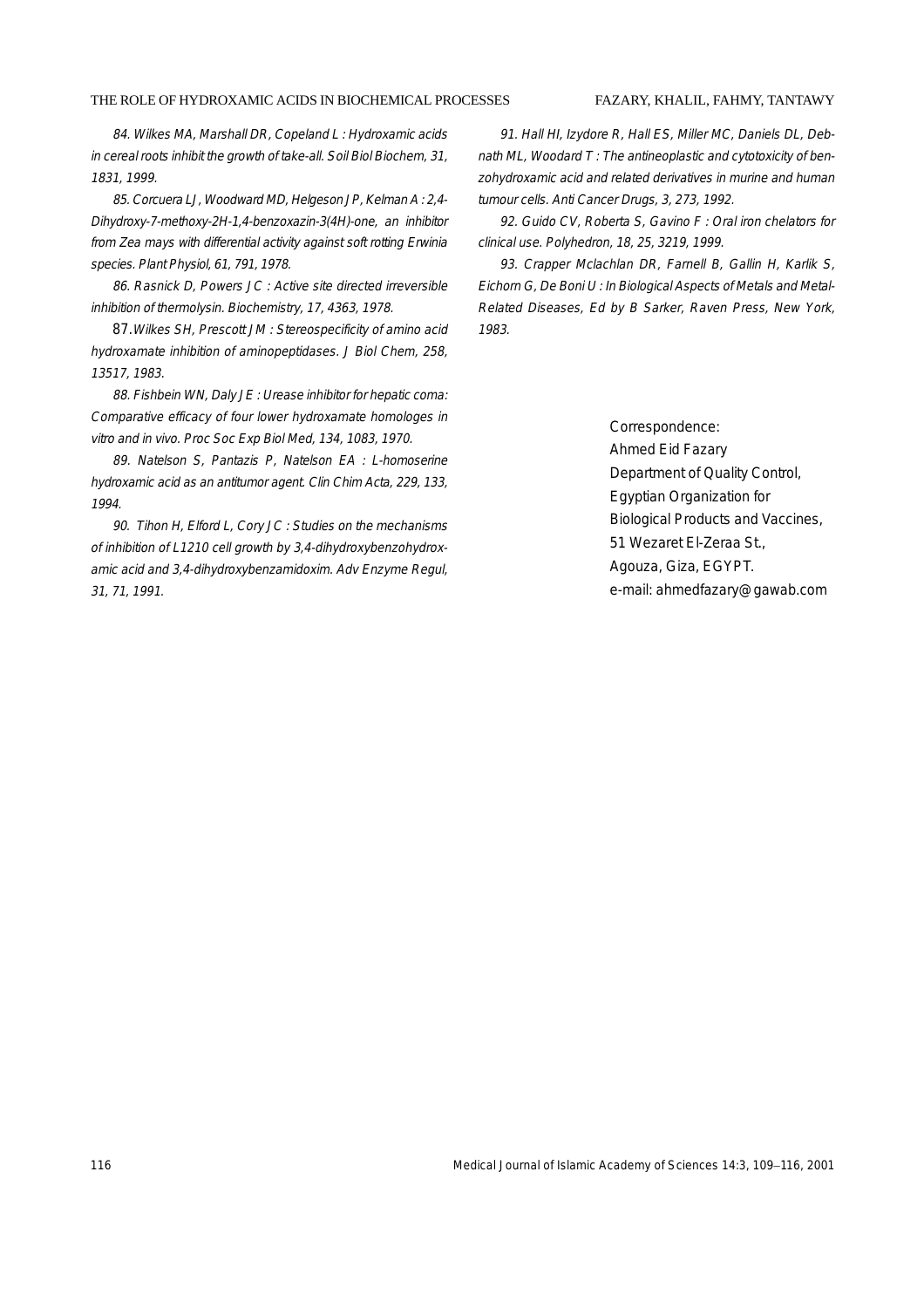*84. Wilkes MA, Marshall DR, Copeland L : Hydroxamic acids in cereal roots inhibit the growth of take-all. Soil Biol Biochem, 31, 1831, 1999.*

*85. Corcuera LJ, Woodward MD, Helgeson JP, Kelman A : 2,4-Dihydroxy-7-methoxy-2H-1,4-benzoxazin-3(4H)-one, an inhibitor from Zea mays with differential activity against soft rotting Erwinia species. Plant Physiol, 61, 791, 1978.*

*86. Rasnick D, Powers JC : Active site directed irreversible inhibition of thermolysin. Biochemistry, 17, 4363, 1978.*

87. *Wilkes SH, Prescott JM : Stereospecificity of amino acid hydroxamate inhibition of aminopeptidases. J Biol Chem, 258, 13517, 1983.*

*88. Fishbein WN, Daly JE : Urease inhibitor for hepatic coma: Comparative efficacy of four lower hydroxamate homologes in vitro and in vivo. Proc Soc Exp Biol Med, 134, 1083, 1970.*

*89. Natelson S, Pantazis P, Natelson EA : L-homoserine hydroxamic acid as an antitumor agent. Clin Chim Acta, 229, 133, 1994.*

*90. Tihon H, Elford L, Cory JC : Studies on the mechanisms of inhibition of L1210 cell growth by 3,4-dihydroxybenzohydroxamic acid and 3,4-dihydroxybenzamidoxim. Adv Enzyme Regul, 31, 71, 1991.*

*91. Hall HI, Izydore R, Hall ES, Miller MC, Daniels DL, Debnath ML, Woodard T : The antineoplastic and cytotoxicity of benzohydroxamic acid and related derivatives in murine and human tumour cells. Anti Cancer Drugs, 3, 273, 1992.*

*92. Guido CV, Roberta S, Gavino F : Oral iron chelators for clinical use. Polyhedron, 18, 25, 3219, 1999.*

*93. Crapper Mclachlan DR, Farnell B, Gallin H, Karlik S, Eichorn G, De Boni U : In Biological Aspects of Metals and Metal-Related Diseases, Ed by B Sarker, Raven Press, New York, 1983.*

Correspondence:
Ahmed Eid Fazary
Department of Quality Control,
Egyptian Organization for
Biological Products and Vaccines,
51 Wezaret El-Zeraa St.,
Agouza, Giza, EGYPT.
e-mail: ahmedfazary@gawab.com